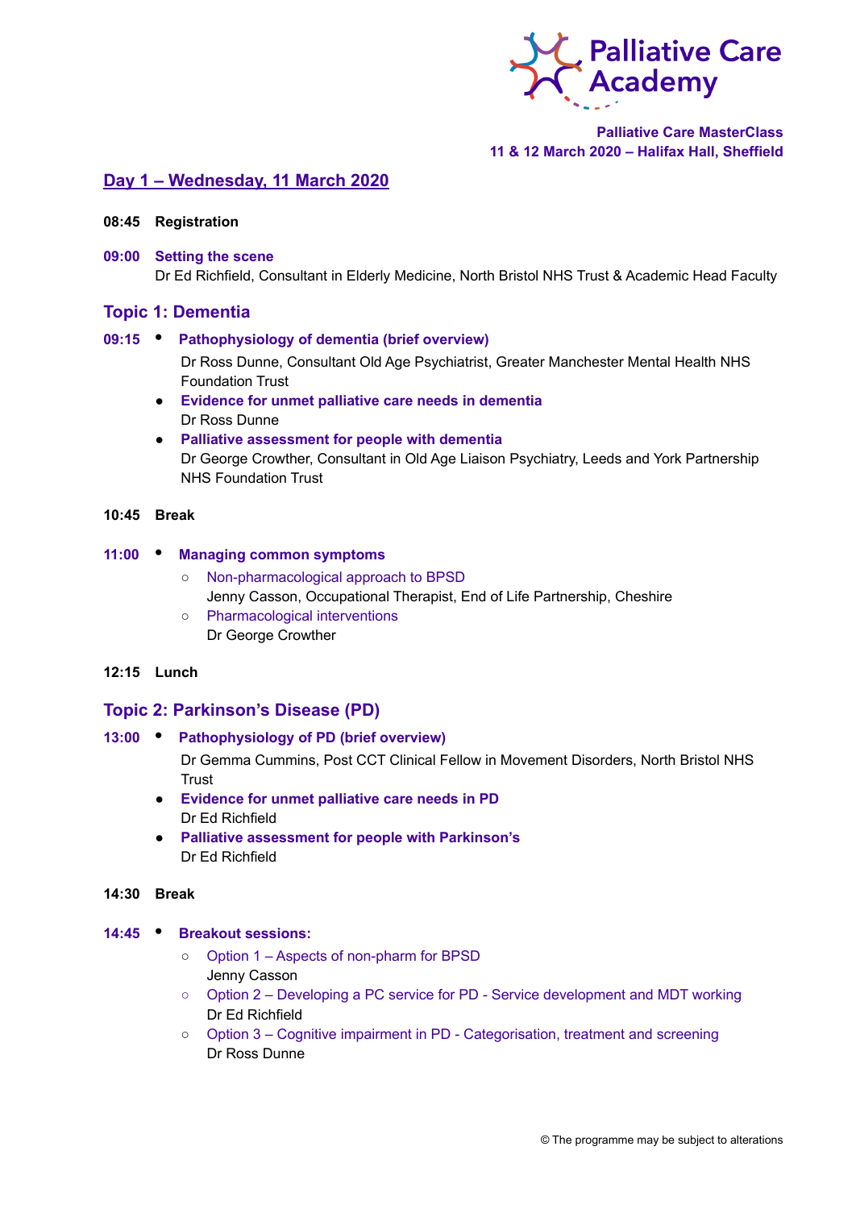Palliative Care Academy

**Palliative Care MasterClass**
**11 & 12 March 2020 – Halifax Hall, Sheffield**

## Day 1 – Wednesday, 11 March 2020

**08:45 Registration**

**09:00 Setting the scene**
Dr Ed Richfield, Consultant in Elderly Medicine, North Bristol NHS Trust & Academic Head Faculty

## Topic 1: Dementia

**09:15**

- **Pathophysiology of dementia (brief overview)**
  Dr Ross Dunne, Consultant Old Age Psychiatrist, Greater Manchester Mental Health NHS Foundation Trust
- **Evidence for unmet palliative care needs in dementia**
  Dr Ross Dunne
- **Palliative assessment for people with dementia**
  Dr George Crowther, Consultant in Old Age Liaison Psychiatry, Leeds and York Partnership NHS Foundation Trust

**10:45 Break**

**11:00**

- **Managing common symptoms**
  - Non-pharmacological approach to BPSD
    Jenny Casson, Occupational Therapist, End of Life Partnership, Cheshire
  - Pharmacological interventions
    Dr George Crowther

**12:15 Lunch**

## Topic 2: Parkinson's Disease (PD)

**13:00**

- **Pathophysiology of PD (brief overview)**
  Dr Gemma Cummins, Post CCT Clinical Fellow in Movement Disorders, North Bristol NHS Trust
- **Evidence for unmet palliative care needs in PD**
  Dr Ed Richfield
- **Palliative assessment for people with Parkinson's**
  Dr Ed Richfield

**14:30 Break**

**14:45**

- **Breakout sessions:**
  - Option 1 – Aspects of non-pharm for BPSD
    Jenny Casson
  - Option 2 – Developing a PC service for PD - Service development and MDT working
    Dr Ed Richfield
  - Option 3 – Cognitive impairment in PD - Categorisation, treatment and screening
    Dr Ross Dunne

© The programme may be subject to alterations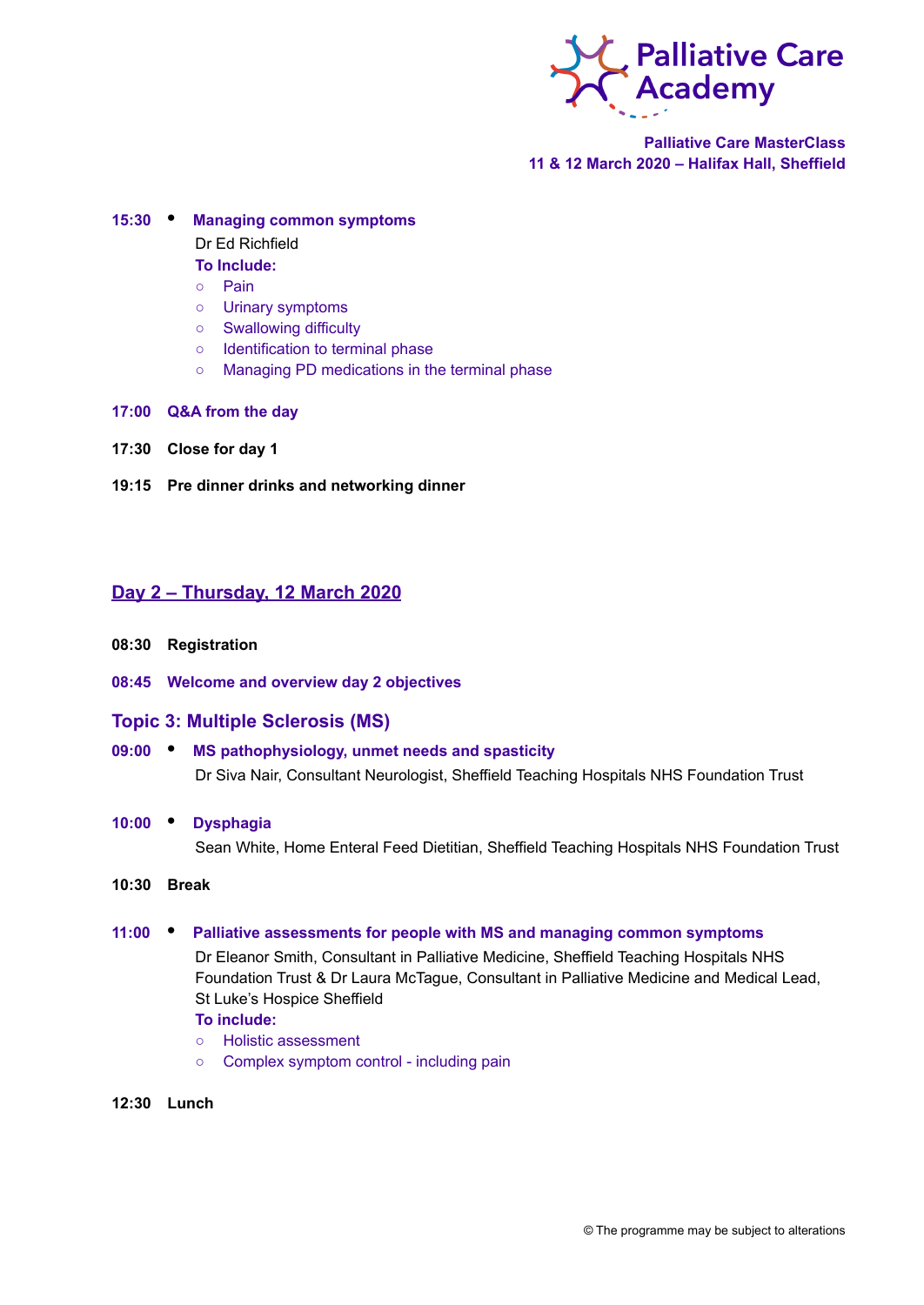15:30 • **Managing common symptoms**
Dr Ed Richfield
**To Include:**
- Pain
- Urinary symptoms
- Swallowing difficulty
- Identification to terminal phase
- Managing PD medications in the terminal phase

**17:00 Q&A from the day**

**17:30 Close for day 1**

**19:15 Pre dinner drinks and networking dinner**

## Day 2 – Thursday, 12 March 2020

**08:30 Registration**

**08:45 Welcome and overview day 2 objectives**

### Topic 3: Multiple Sclerosis (MS)

**09:00** • **MS pathophysiology, unmet needs and spasticity**
Dr Siva Nair, Consultant Neurologist, Sheffield Teaching Hospitals NHS Foundation Trust

**10:00** • **Dysphagia**
Sean White, Home Enteral Feed Dietitian, Sheffield Teaching Hospitals NHS Foundation Trust

**10:30 Break**

**11:00** • **Palliative assessments for people with MS and managing common symptoms**
Dr Eleanor Smith, Consultant in Palliative Medicine, Sheffield Teaching Hospitals NHS Foundation Trust & Dr Laura McTague, Consultant in Palliative Medicine and Medical Lead, St Luke's Hospice Sheffield
**To include:**
- Holistic assessment
- Complex symptom control - including pain

**12:30 Lunch**

© The programme may be subject to alterations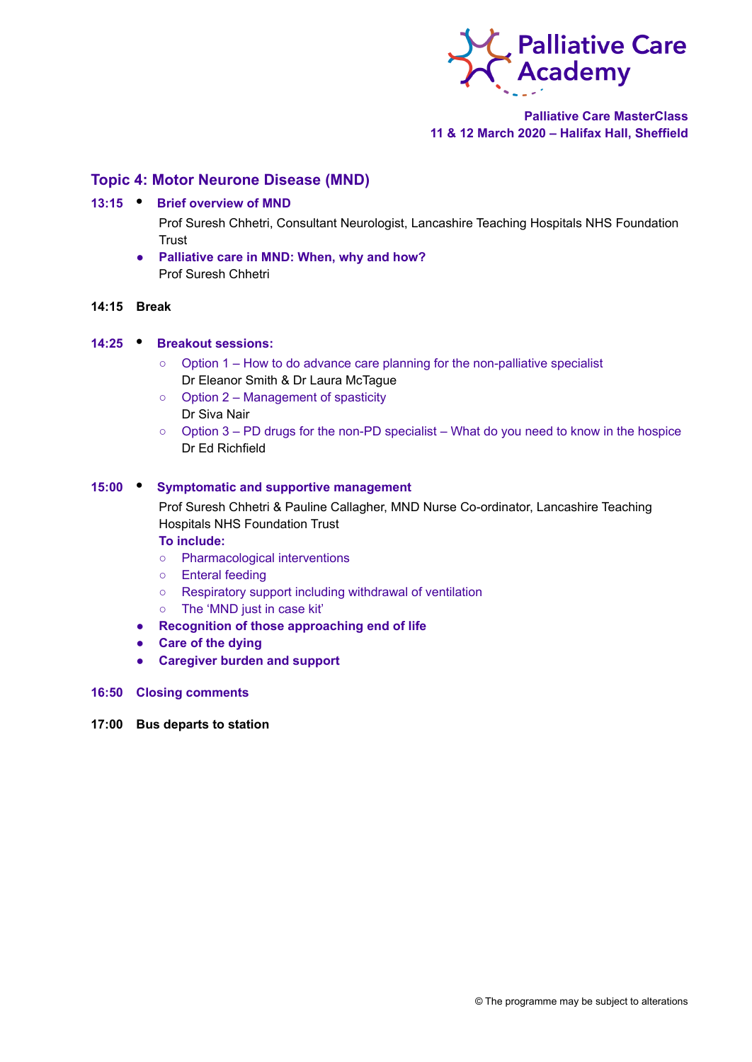Palliative Care MasterClass
11 & 12 March 2020 – Halifax Hall, Sheffield

## Topic 4: Motor Neurone Disease (MND)

**13:15**

- **Brief overview of MND**
  Prof Suresh Chhetri, Consultant Neurologist, Lancashire Teaching Hospitals NHS Foundation Trust
- **Palliative care in MND: When, why and how?**
  Prof Suresh Chhetri

**14:15 Break**

**14:25**

- **Breakout sessions:**
  - Option 1 – How to do advance care planning for the non-palliative specialist
    Dr Eleanor Smith & Dr Laura McTague
  - Option 2 – Management of spasticity
    Dr Siva Nair
  - Option 3 – PD drugs for the non-PD specialist – What do you need to know in the hospice
    Dr Ed Richfield

**15:00**

- **Symptomatic and supportive management**
  Prof Suresh Chhetri & Pauline Callagher, MND Nurse Co-ordinator, Lancashire Teaching Hospitals NHS Foundation Trust
  **To include:**
  - Pharmacological interventions
  - Enteral feeding
  - Respiratory support including withdrawal of ventilation
  - The 'MND just in case kit'
- **Recognition of those approaching end of life**
- **Care of the dying**
- **Caregiver burden and support**

**16:50 Closing comments**

**17:00 Bus departs to station**

© The programme may be subject to alterations